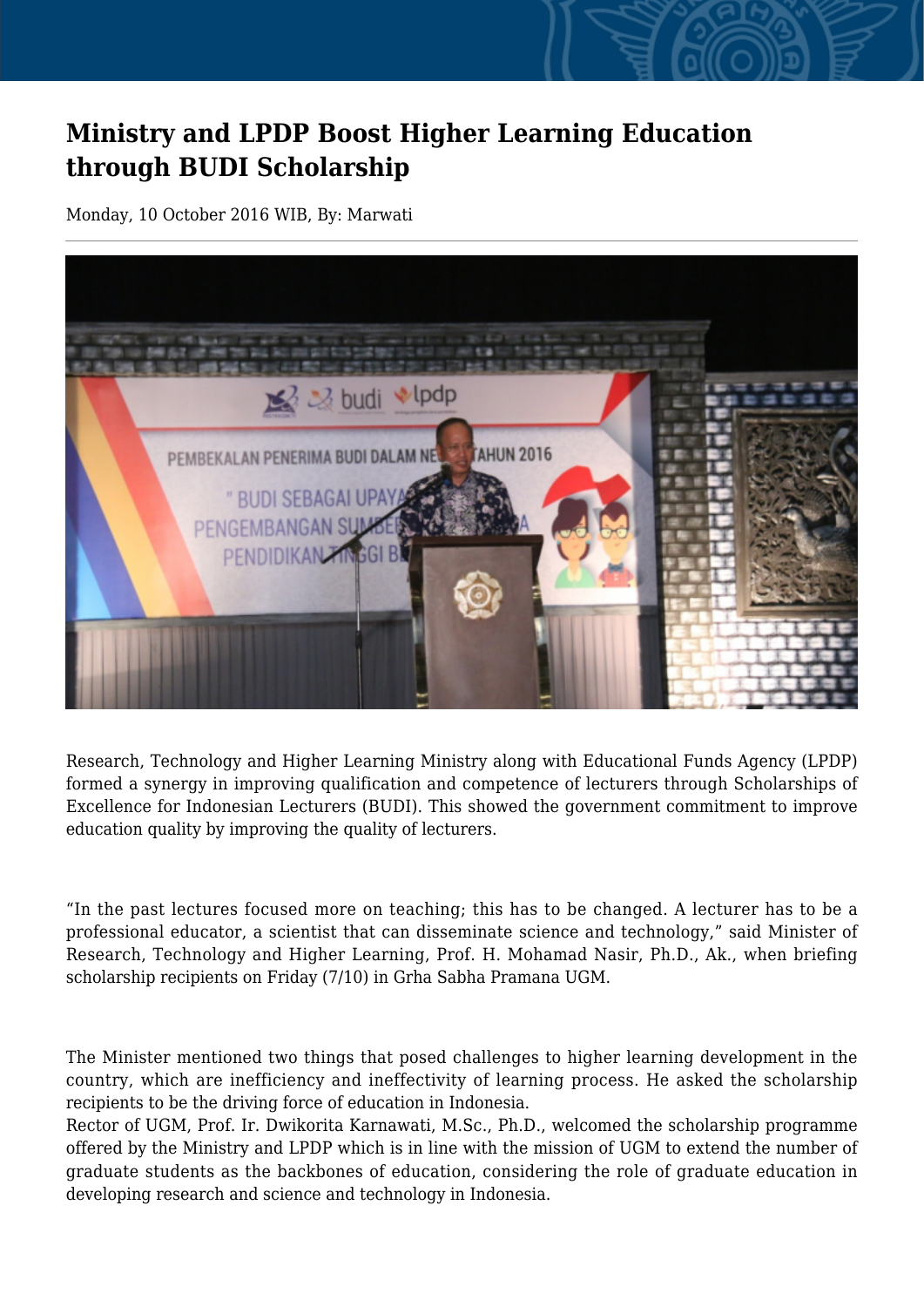# Ministry and LPDP Boost Higher Learning Education through BUDI Scholarship

Monday, 10 October 2016 WIB, By: Marwati

Research, Technology and Higher Learning Ministry along with Educational Funds Agency (LPDP) formed a synergy in improving qualification and competence of lecturers through Scholarships of Excellence for Indonesian Lecturers (BUDI). This showed the government commitment to improve education quality by improving the quality of lecturers.

“In the past lectures focused more on teaching; this has to be changed. A lecturer has to be a professional educator, a scientist that can disseminate science and technology,” said Minister of Research, Technology and Higher Learning, Prof. H. Mohamad Nasir, Ph.D., Ak., when briefing scholarship recipients on Friday (7/10) in Grha Sabha Pramana UGM.

The Minister mentioned two things that posed challenges to higher learning development in the country, which are inefficiency and ineffectivity of learning process. He asked the scholarship recipients to be the driving force of education in Indonesia.

Rector of UGM, Prof. Ir. Dwikorita Karnawati, M.Sc., Ph.D., welcomed the scholarship programme offered by the Ministry and LPDP which is in line with the mission of UGM to extend the number of graduate students as the backbones of education, considering the role of graduate education in developing research and science and technology in Indonesia.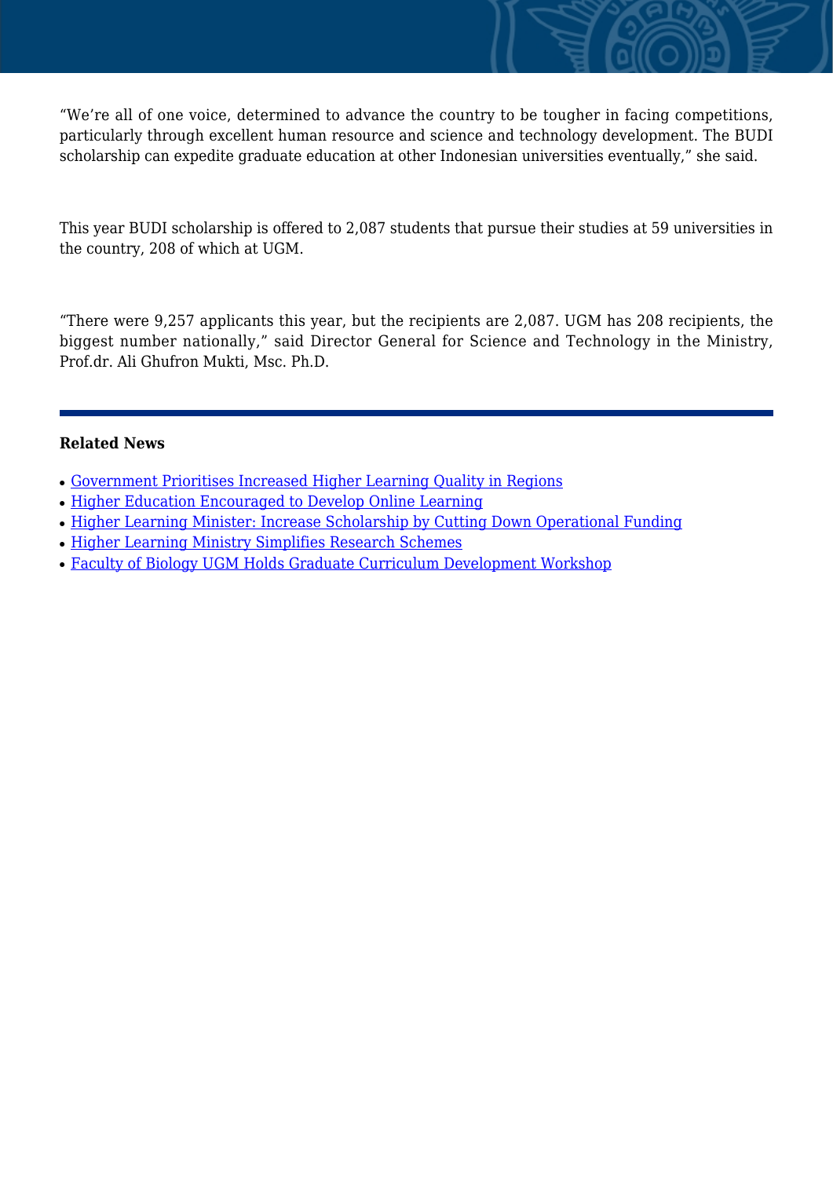"We're all of one voice, determined to advance the country to be tougher in facing competitions, particularly through excellent human resource and science and technology development. The BUDI scholarship can expedite graduate education at other Indonesian universities eventually," she said.

This year BUDI scholarship is offered to 2,087 students that pursue their studies at 59 universities in the country, 208 of which at UGM.

"There were 9,257 applicants this year, but the recipients are 2,087. UGM has 208 recipients, the biggest number nationally," said Director General for Science and Technology in the Ministry, Prof.dr. Ali Ghufron Mukti, Msc. Ph.D.

---

**Related News**

- Government Prioritises Increased Higher Learning Quality in Regions
- Higher Education Encouraged to Develop Online Learning
- Higher Learning Minister: Increase Scholarship by Cutting Down Operational Funding
- Higher Learning Ministry Simplifies Research Schemes
- Faculty of Biology UGM Holds Graduate Curriculum Development Workshop